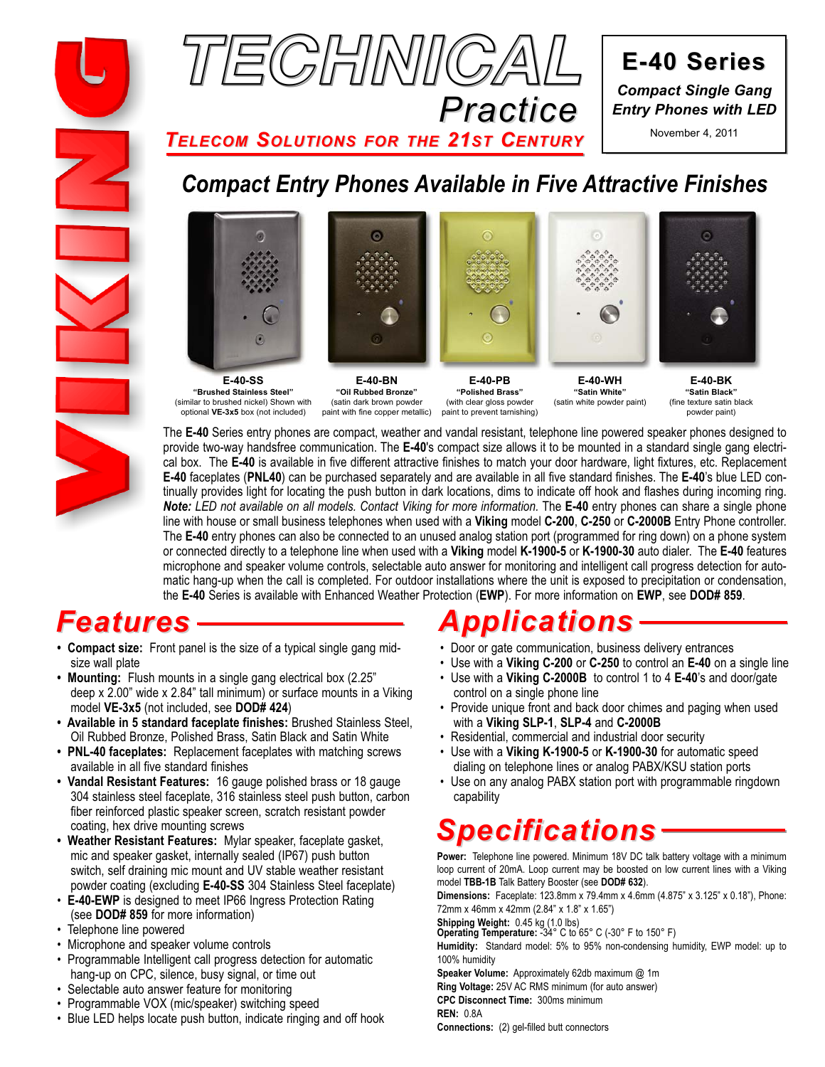# TECHNICAL Practice

**TELECOM SOLUTIONS FOR THE 21ST CENTURY**

## E-40 Series

***Compact Single Gang Entry Phones with LED***

November 4, 2011

## *Compact Entry Phones Available in Five Attractive Finishes*

| **E-40-SS** | **E-40-BN** | **E-40-PB** | **E-40-WH** | **E-40-BK** |
|---|---|---|---|---|
| **"Brushed Stainless Steel"** (similar to brushed nickel) Shown with optional **VE-3x5** box (not included) | **"Oil Rubbed Bronze"** (satin dark brown powder paint with fine copper metallic) | **"Polished Brass"** (with clear gloss powder paint to prevent tarnishing) | **"Satin White"** (satin white powder paint) | **"Satin Black"** (fine texture satin black powder paint) |

The **E-40** Series entry phones are compact, weather and vandal resistant, telephone line powered speaker phones designed to provide two-way handsfree communication. The **E-40**'s compact size allows it to be mounted in a standard single gang electrical box. The **E-40** is available in five different attractive finishes to match your door hardware, light fixtures, etc. Replacement **E-40** faceplates (**PNL40**) can be purchased separately and are available in all five standard finishes. The **E-40**'s blue LED continually provides light for locating the push button in dark locations, dims to indicate off hook and flashes during incoming ring. ***Note:*** *LED not available on all models. Contact Viking for more information.* The **E-40** entry phones can share a single phone line with house or small business telephones when used with a **Viking** model **C-200**, **C-250** or **C-2000B** Entry Phone controller. The **E-40** entry phones can also be connected to an unused analog station port (programmed for ring down) on a phone system or connected directly to a telephone line when used with a **Viking** model **K-1900-5** or **K-1900-30** auto dialer. The **E-40** features microphone and speaker volume controls, selectable auto answer for monitoring and intelligent call progress detection for automatic hang-up when the call is completed. For outdoor installations where the unit is exposed to precipitation or condensation, the **E-40** Series is available with Enhanced Weather Protection (**EWP**). For more information on **EWP**, see **DOD# 859**.

## Features

- **Compact size:** Front panel is the size of a typical single gang mid-size wall plate
- **Mounting:** Flush mounts in a single gang electrical box (2.25" deep x 2.00" wide x 2.84" tall minimum) or surface mounts in a Viking model **VE-3x5** (not included, see **DOD# 424**)
- **Available in 5 standard faceplate finishes:** Brushed Stainless Steel, Oil Rubbed Bronze, Polished Brass, Satin Black and Satin White
- **PNL-40 faceplates:** Replacement faceplates with matching screws available in all five standard finishes
- **Vandal Resistant Features:** 16 gauge polished brass or 18 gauge 304 stainless steel faceplate, 316 stainless steel push button, carbon fiber reinforced plastic speaker screen, scratch resistant powder coating, hex drive mounting screws
- **Weather Resistant Features:** Mylar speaker, faceplate gasket, mic and speaker gasket, internally sealed (IP67) push button switch, self draining mic mount and UV stable weather resistant powder coating (excluding **E-40-SS** 304 Stainless Steel faceplate)
- **E-40-EWP** is designed to meet IP66 Ingress Protection Rating (see **DOD# 859** for more information)
- Telephone line powered
- Microphone and speaker volume controls
- Programmable Intelligent call progress detection for automatic hang-up on CPC, silence, busy signal, or time out
- Selectable auto answer feature for monitoring
- Programmable VOX (mic/speaker) switching speed
- Blue LED helps locate push button, indicate ringing and off hook

## Applications

- Door or gate communication, business delivery entrances
- Use with a **Viking C-200** or **C-250** to control an **E-40** on a single line
- Use with a **Viking C-2000B** to control 1 to 4 **E-40**'s and door/gate control on a single phone line
- Provide unique front and back door chimes and paging when used with a **Viking SLP-1**, **SLP-4** and **C-2000B**
- Residential, commercial and industrial door security
- Use with a **Viking K-1900-5** or **K-1900-30** for automatic speed dialing on telephone lines or analog PABX/KSU station ports
- Use on any analog PABX station port with programmable ringdown capability

## Specifications

**Power:** Telephone line powered. Minimum 18V DC talk battery voltage with a minimum loop current of 20mA. Loop current may be boosted on low current lines with a Viking model **TBB-1B** Talk Battery Booster (see **DOD# 632**).

**Dimensions:** Faceplate: 123.8mm x 79.4mm x 4.6mm (4.875" x 3.125" x 0.18"), Phone: 72mm x 46mm x 42mm (2.84" x 1.8" x 1.65")

**Shipping Weight:** 0.45 kg (1.0 lbs)

**Operating Temperature:** -34° C to 65° C (-30° F to 150° F)

**Humidity:** Standard model: 5% to 95% non-condensing humidity, EWP model: up to 100% humidity

**Speaker Volume:** Approximately 62db maximum @ 1m

**Ring Voltage:** 25V AC RMS minimum (for auto answer)

**CPC Disconnect Time:** 300ms minimum

**REN:** 0.8A

**Connections:** (2) gel-filled butt connectors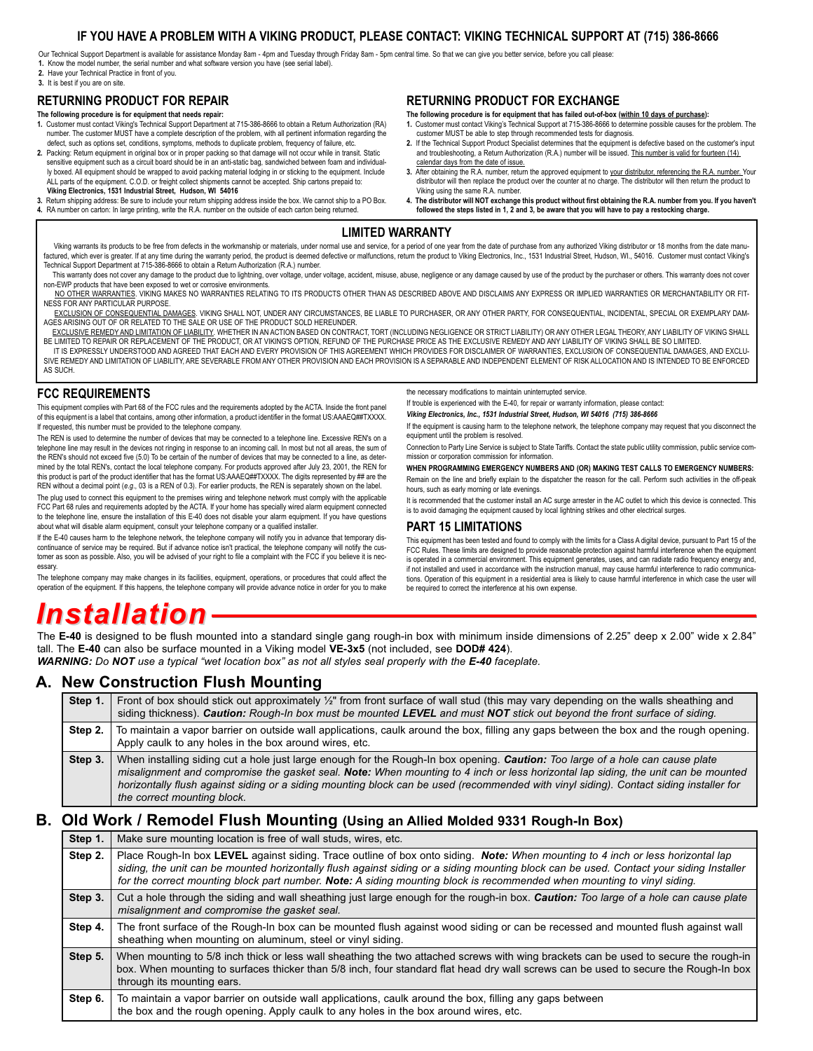## IF YOU HAVE A PROBLEM WITH A VIKING PRODUCT, PLEASE CONTACT: VIKING TECHNICAL SUPPORT AT (715) 386-8666

Our Technical Support Department is available for assistance Monday 8am - 4pm and Tuesday through Friday 8am - 5pm central time. So that we can give you better service, before you call please:

1. Know the model number, the serial number and what software version you have (see serial label).
2. Have your Technical Practice in front of you.
3. It is best if you are on site.

### RETURNING PRODUCT FOR REPAIR

**The following procedure is for equipment that needs repair:**

1. Customer must contact Viking's Technical Support Department at 715-386-8666 to obtain a Return Authorization (RA) number. The customer MUST have a complete description of the problem, with all pertinent information regarding the defect, such as options set, conditions, symptoms, methods to duplicate problem, frequency of failure, etc.
2. Packing: Return equipment in original box or in proper packing so that damage will not occur while in transit. Static sensitive equipment such as a circuit board should be in an anti-static bag, sandwiched between foam and individually boxed. All equipment should be wrapped to avoid packing material lodging in or sticking to the equipment. Include ALL parts of the equipment. C.O.D. or freight collect shipments cannot be accepted. Ship cartons prepaid to: **Viking Electronics, 1531 Industrial Street, Hudson, WI 54016**
3. Return shipping address: Be sure to include your return shipping address inside the box. We cannot ship to a PO Box.
4. RA number on carton: In large printing, write the R.A. number on the outside of each carton being returned.

### RETURNING PRODUCT FOR EXCHANGE

**The following procedure is for equipment that has failed out-of-box (within 10 days of purchase):**

1. Customer must contact Viking's Technical Support at 715-386-8666 to determine possible causes for the problem. The customer MUST be able to step through recommended tests for diagnosis.
2. If the Technical Support Product Specialist determines that the equipment is defective based on the customer's input and troubleshooting, a Return Authorization (R.A.) number will be issued. This number is valid for fourteen (14) calendar days from the date of issue.
3. After obtaining the R.A. number, return the approved equipment to your distributor, referencing the R.A. number. Your distributor will then replace the product over the counter at no charge. The distributor will then return the product to Viking using the same R.A. number.
4. **The distributor will NOT exchange this product without first obtaining the R.A. number from you. If you haven't followed the steps listed in 1, 2 and 3, be aware that you will have to pay a restocking charge.**

### LIMITED WARRANTY

Viking warrants its products to be free from defects in the workmanship or materials, under normal use and service, for a period of one year from the date of purchase from any authorized Viking distributor or 18 months from the date manufactured, which ever is greater. If at any time during the warranty period, the product is deemed defective or malfunctions, return the product to Viking Electronics, Inc., 1531 Industrial Street, Hudson, WI., 54016. Customer must contact Viking's Technical Support Department at 715-386-8666 to obtain a Return Authorization (R.A.) number.

This warranty does not cover any damage to the product due to lightning, over voltage, under voltage, accident, misuse, abuse, negligence or any damage caused by use of the product by the purchaser or others. This warranty does not cover non-EWP products that have been exposed to wet or corrosive environments.

NO OTHER WARRANTIES. VIKING MAKES NO WARRANTIES RELATING TO ITS PRODUCTS OTHER THAN AS DESCRIBED ABOVE AND DISCLAIMS ANY EXPRESS OR IMPLIED WARRANTIES OR MERCHANTABILITY OR FITNESS FOR ANY PARTICULAR PURPOSE.

EXCLUSION OF CONSEQUENTIAL DAMAGES. VIKING SHALL NOT, UNDER ANY CIRCUMSTANCES, BE LIABLE TO PURCHASER, OR ANY OTHER PARTY, FOR CONSEQUENTIAL, INCIDENTAL, SPECIAL OR EXEMPLARY DAMAGES ARISING OUT OF OR RELATED TO THE SALE OR USE OF THE PRODUCT SOLD HEREUNDER.

EXCLUSIVE REMEDY AND LIMITATION OF LIABILITY. WHETHER IN AN ACTION BASED ON CONTRACT, TORT (INCLUDING NEGLIGENCE OR STRICT LIABILITY) OR ANY OTHER LEGAL THEORY, ANY LIABILITY OF VIKING SHALL BE LIMITED TO REPAIR OR REPLACEMENT OF THE PRODUCT, OR AT VIKING'S OPTION, REFUND OF THE PURCHASE PRICE AS THE EXCLUSIVE REMEDY AND ANY LIABILITY OF VIKING SHALL BE SO LIMITED.

IT IS EXPRESSLY UNDERSTOOD AND AGREED THAT EACH AND EVERY PROVISION OF THIS AGREEMENT WHICH PROVIDES FOR DISCLAIMER OF WARRANTIES, EXCLUSION OF CONSEQUENTIAL DAMAGES, AND EXCLUSIVE REMEDY AND LIMITATION OF LIABILITY, ARE SEVERABLE FROM ANY OTHER PROVISION AND EACH PROVISION IS A SEPARABLE AND INDEPENDENT ELEMENT OF RISK ALLOCATION AND IS INTENDED TO BE ENFORCED AS SUCH.

### FCC REQUIREMENTS

This equipment complies with Part 68 of the FCC rules and the requirements adopted by the ACTA. Inside the front panel of this equipment is a label that contains, among other information, a product identifier in the format US:AAAEQ##TXXXX. If requested, this number must be provided to the telephone company.

The REN is used to determine the number of devices that may be connected to a telephone line. Excessive REN's on a telephone line may result in the devices not ringing in response to an incoming call. In most but not all areas, the sum of the REN's should not exceed five (5.0) To be certain of the number of devices that may be connected to a line, as determined by the total REN's, contact the local telephone company. For products approved after July 23, 2001, the REN for this product is part of the product identifier that has the format US:AAAEQ##TXXXX. The digits represented by ## are the REN without a decimal point (*e.g.,* 03 is a REN of 0.3). For earlier products, the REN is separately shown on the label.

The plug used to connect this equipment to the premises wiring and telephone network must comply with the applicable FCC Part 68 rules and requirements adopted by the ACTA. If your home has specially wired alarm equipment connected to the telephone line, ensure the installation of this E-40 does not disable your alarm equipment. If you have questions about what will disable alarm equipment, consult your telephone company or a qualified installer.

If the E-40 causes harm to the telephone network, the telephone company will notify you in advance that temporary discontinuance of service may be required. But if advance notice isn't practical, the telephone company will notify the customer as soon as possible. Also, you will be advised of your right to file a complaint with the FCC if you believe it is necessary.

The telephone company may make changes in its facilities, equipment, operations, or procedures that could affect the operation of the equipment. If this happens, the telephone company will provide advance notice in order for you to make the necessary modifications to maintain uninterrupted service.

If trouble is experienced with the E-40, for repair or warranty information, please contact:

***Viking Electronics, Inc., 1531 Industrial Street, Hudson, WI 54016 (715) 386-8666***

If the equipment is causing harm to the telephone network, the telephone company may request that you disconnect the equipment until the problem is resolved.

Connection to Party Line Service is subject to State Tariffs. Contact the state public utility commission, public service commission or corporation commission for information.

**WHEN PROGRAMMING EMERGENCY NUMBERS AND (OR) MAKING TEST CALLS TO EMERGENCY NUMBERS:**

Remain on the line and briefly explain to the dispatcher the reason for the call. Perform such activities in the off-peak hours, such as early morning or late evenings.

It is recommended that the customer install an AC surge arrester in the AC outlet to which this device is connected. This is to avoid damaging the equipment caused by local lightning strikes and other electrical surges.

### PART 15 LIMITATIONS

This equipment has been tested and found to comply with the limits for a Class A digital device, pursuant to Part 15 of the FCC Rules. These limits are designed to provide reasonable protection against harmful interference when the equipment is operated in a commercial environment. This equipment generates, uses, and can radiate radio frequency energy and, if not installed and used in accordance with the instruction manual, may cause harmful interference to radio communications. Operation of this equipment in a residential area is likely to cause harmful interference in which case the user will be required to correct the interference at his own expense.

# *Installation*

The **E-40** is designed to be flush mounted into a standard single gang rough-in box with minimum inside dimensions of 2.25" deep x 2.00" wide x 2.84" tall. The **E-40** can also be surface mounted in a Viking model **VE-3x5** (not included, see **DOD# 424**).

***WARNING:*** *Do* ***NOT*** *use a typical "wet location box" as not all styles seal properly with the* ***E-40*** *faceplate.*

## A. New Construction Flush Mounting

| | |
|---|---|
| **Step 1.** | Front of box should stick out approximately ½" from front surface of wall stud (this may vary depending on the walls sheathing and siding thickness). ***Caution:*** *Rough-In box must be mounted* ***LEVEL*** *and must* ***NOT*** *stick out beyond the front surface of siding.* |
| **Step 2.** | To maintain a vapor barrier on outside wall applications, caulk around the box, filling any gaps between the box and the rough opening. Apply caulk to any holes in the box around wires, etc. |
| **Step 3.** | When installing siding cut a hole just large enough for the Rough-In box opening. ***Caution:*** *Too large of a hole can cause plate misalignment and compromise the gasket seal.* ***Note:*** *When mounting to 4 inch or less horizontal lap siding, the unit can be mounted horizontally flush against siding or a siding mounting block can be used (recommended with vinyl siding). Contact siding installer for the correct mounting block.* |

## B. Old Work / Remodel Flush Mounting (Using an Allied Molded 9331 Rough-In Box)

| | |
|---|---|
| **Step 1.** | Make sure mounting location is free of wall studs, wires, etc. |
| **Step 2.** | Place Rough-In box **LEVEL** against siding. Trace outline of box onto siding. ***Note:*** *When mounting to 4 inch or less horizontal lap siding, the unit can be mounted horizontally flush against siding or a siding mounting block can be used. Contact your siding Installer for the correct mounting block part number.* ***Note:*** *A siding mounting block is recommended when mounting to vinyl siding.* |
| **Step 3.** | Cut a hole through the siding and wall sheathing just large enough for the rough-in box. ***Caution:*** *Too large of a hole can cause plate misalignment and compromise the gasket seal.* |
| **Step 4.** | The front surface of the Rough-In box can be mounted flush against wood siding or can be recessed and mounted flush against wall sheathing when mounting on aluminum, steel or vinyl siding. |
| **Step 5.** | When mounting to 5/8 inch thick or less wall sheathing the two attached screws with wing brackets can be used to secure the rough-in box. When mounting to surfaces thicker than 5/8 inch, four standard flat head dry wall screws can be used to secure the Rough-In box through its mounting ears. |
| **Step 6.** | To maintain a vapor barrier on outside wall applications, caulk around the box, filling any gaps between the box and the rough opening. Apply caulk to any holes in the box around wires, etc. |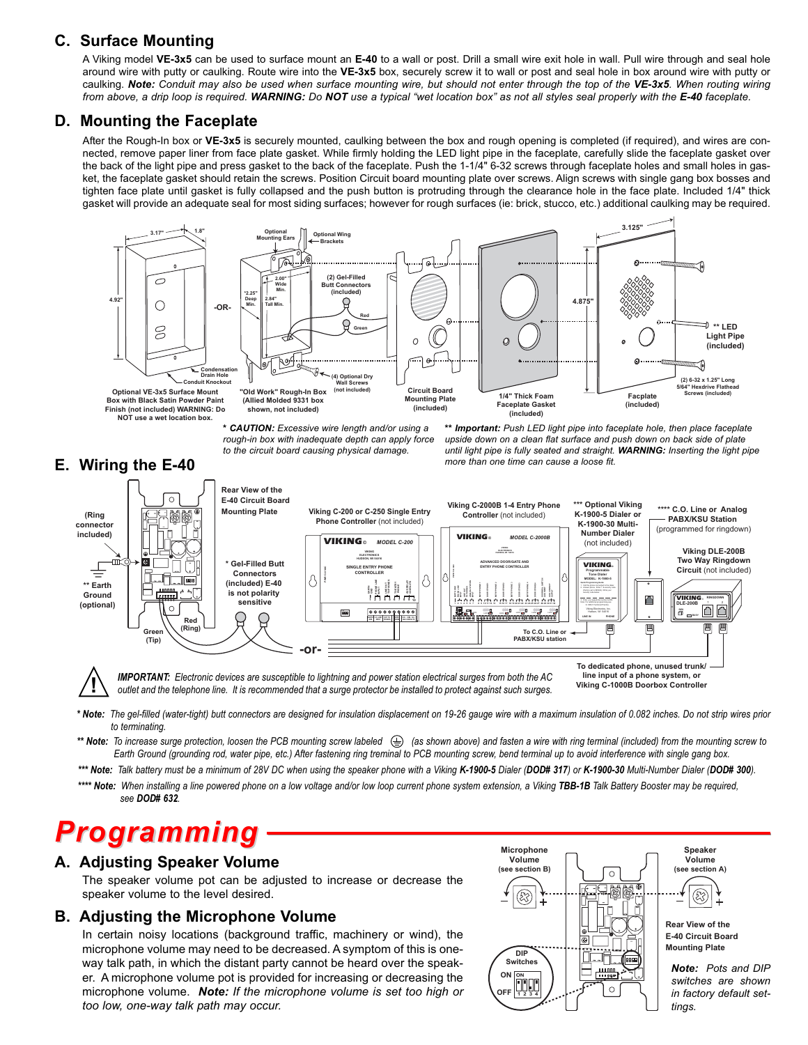## C. Surface Mounting

A Viking model **VE-3x5** can be used to surface mount an **E-40** to a wall or post. Drill a small wire exit hole in wall. Pull wire through and seal hole around wire with putty or caulking. Route wire into the **VE-3x5** box, securely screw it to wall or post and seal hole in box around wire with putty or caulking. ***Note:*** *Conduit may also be used when surface mounting wire, but should not ever enter through the top of the* ***VE-3x5****. When routing wiring from above, a drip loop is required.* ***WARNING:*** *Do* ***NOT*** *use a typical "wet location box" as not all styles seal properly with the* ***E-40*** *faceplate.*

## D. Mounting the Faceplate

After the Rough-In box or **VE-3x5** is securely mounted, caulking between the box and rough opening is completed (if required), and wires are connected, remove paper liner from face plate gasket. While firmly holding the LED light pipe in the faceplate, carefully slide the faceplate gasket over the back of the light pipe and press gasket to the back of the faceplate. Push the 1-1/4" 6-32 screws through faceplate holes and small holes in gasket, the faceplate gasket should retain the screws. Position Circuit board mounting plate over screws. Align screws with single gang box bosses and tighten face plate until gasket is fully collapsed and the push button is protruding through the clearance hole in the face plate. Included 1/4" thick gasket will provide an adequate seal for most siding surfaces; however for rough surfaces (ie: brick, stucco, etc.) additional caulking may be required.

Optional VE-3x5 Surface Mount Box with Black Satin Powder Paint Finish (not included) WARNING: Do NOT use a wet location box.

"Old Work" Rough-In Box (Allied Molded 9331 box shown, not included)

Circuit Board Mounting Plate (included)

1/4" Thick Foam Faceplate Gasket (included)

Facplate (included)

\* ***CAUTION:*** *Excessive wire length and/or using a rough-in box with inadequate depth can apply force to the circuit board causing physical damage.*

\*\* ***Important:*** *Push LED light pipe into faceplate hole, then place faceplate upside down on a clean flat surface and push down on back side of plate until light pipe is fully seated and straight.* ***WARNING:*** *Inserting the light pipe more than one time can cause a loose fit.*

## E. Wiring the E-40

***IMPORTANT:*** *Electronic devices are susceptible to lightning and power station electrical surges from both the AC outlet and the telephone line. It is recommended that a surge protector be installed to protect against such surges.*

\* ***Note:*** *The gel-filled (water-tight) butt connectors are designed for insulation displacement on 19-26 gauge wire with a maximum insulation of 0.082 inches. Do not strip wires prior to terminating.*

\*\* ***Note:*** *To increase surge protection, loosen the PCB mounting screw labeled ⏚ (as shown above) and fasten a wire with ring terminal (included) from the mounting screw to Earth Ground (grounding rod, water pipe, etc.) After fastening ring treminal to PCB mounting screw, bend terminal up to avoid interference with single gang box.*

\*\*\* ***Note:*** *Talk battery must be a minimum of 28V DC when using the speaker phone with a Viking* ***K-1900-5*** *Dialer (****DOD# 317****) or* ***K-1900-30*** *Multi-Number Dialer (****DOD# 300****).*

\*\*\*\* ***Note:*** *When installing a line powered phone on a low voltage and/or low loop current phone system extension, a Viking* ***TBB-1B*** *Talk Battery Booster may be required, see* ***DOD# 632****.*

# Programming

## A. Adjusting Speaker Volume

The speaker volume pot can be adjusted to increase or decrease the speaker volume to the level desired.

## B. Adjusting the Microphone Volume

In certain noisy locations (background traffic, machinery or wind), the microphone volume may need to be decreased. A symptom of this is one-way talk path, in which the distant party cannot be heard over the speaker. A microphone volume pot is provided for increasing or decreasing the microphone volume. ***Note:*** *If the microphone volume is set too high or too low, one-way talk path may occur.*

***Note:*** *Pots and DIP switches are shown in factory default settings.*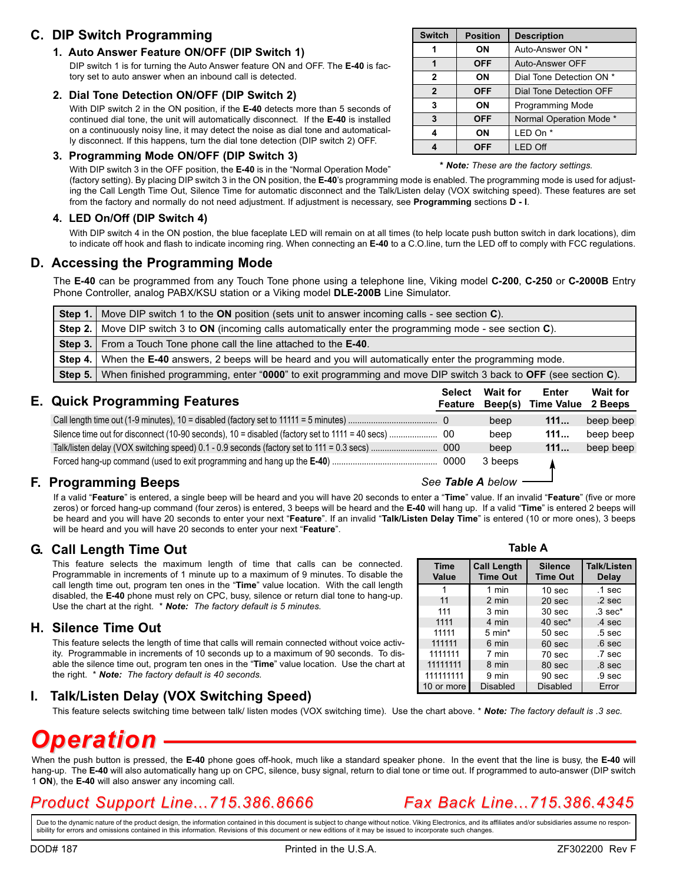## C. DIP Switch Programming

| Switch | Position | Description |
|---|---|---|
| 1 | ON | Auto-Answer ON * |
| 1 | OFF | Auto-Answer OFF |
| 2 | ON | Dial Tone Detection ON * |
| 2 | OFF | Dial Tone Detection OFF |
| 3 | ON | Programming Mode |
| 3 | OFF | Normal Operation Mode * |
| 4 | ON | LED On * |
| 4 | OFF | LED Off |

*** Note:** *These are the factory settings.*

### 1. Auto Answer Feature ON/OFF (DIP Switch 1)

DIP switch 1 is for turning the Auto Answer feature ON and OFF. The **E-40** is factory set to auto answer when an inbound call is detected.

### 2. Dial Tone Detection ON/OFF (DIP Switch 2)

With DIP switch 2 in the ON position, if the **E-40** detects more than 5 seconds of continued dial tone, the unit will automatically disconnect. If the **E-40** is installed on a continuously noisy line, it may detect the noise as dial tone and automatically disconnect. If this happens, turn the dial tone detection (DIP switch 2) OFF.

### 3. Programming Mode ON/OFF (DIP Switch 3)

With DIP switch 3 in the OFF position, the **E-40** is in the "Normal Operation Mode" (factory setting). By placing DIP switch 3 in the ON position, the **E-40**'s programming mode is enabled. The programming mode is used for adjusting the Call Length Time Out, Silence Time for automatic disconnect and the Talk/Listen delay (VOX switching speed). These features are set from the factory and normally do not need adjustment. If adjustment is necessary, see **Programming** sections **D - I**.

### 4. LED On/Off (DIP Switch 4)

With DIP switch 4 in the ON postion, the blue faceplate LED will remain on at all times (to help locate push button switch in dark locations), dim to indicate off hook and flash to indicate incoming ring. When connecting an **E-40** to a C.O.line, turn the LED off to comply with FCC regulations.

## D. Accessing the Programming Mode

The **E-40** can be programmed from any Touch Tone phone using a telephone line, Viking model **C-200**, **C-250** or **C-2000B** Entry Phone Controller, analog PABX/KSU station or a Viking model **DLE-200B** Line Simulator.

| | |
|---|---|
| **Step 1.** | Move DIP switch 1 to the **ON** position (sets unit to answer incoming calls - see section **C**). |
| **Step 2.** | Move DIP switch 3 to **ON** (incoming calls automatically enter the programming mode - see section **C**). |
| **Step 3.** | From a Touch Tone phone call the line attached to the **E-40**. |
| **Step 4.** | When the **E-40** answers, 2 beeps will be heard and you will automatically enter the programming mode. |
| **Step 5.** | When finished programming, enter "**0000**" to exit programming and move DIP switch 3 back to **OFF** (see section **C**). |

## E. Quick Programming Features

| | Select Feature | Wait for Beep(s) | Enter Time Value | Wait for 2 Beeps |
|---|---|---|---|---|
| Call length time out (1-9 minutes), 10 = disabled (factory set to 11111 = 5 minutes) | 0 | beep | **111...** | beep beep |
| Silence time out for disconnect (10-90 seconds), 10 = disabled (factory set to 1111 = 40 secs) | 00 | beep | **111...** | beep beep |
| Talk/listen delay (VOX switching speed) 0.1 - 0.9 seconds (factory set to 111 = 0.3 secs) | 000 | beep | **111...** | beep beep |
| Forced hang-up command (used to exit programming and hang up the **E-40**) | 0000 | 3 beeps | | |

See ***Table A*** below

## F. Programming Beeps

If a valid "**Feature**" is entered, a single beep will be heard and you will have 20 seconds to enter a "**Time**" value. If an invalid "**Feature**" (five or more zeros) or forced hang-up command (four zeros) is entered, 3 beeps will be heard and the **E-40** will hang up. If a valid "**Time**" is entered 2 beeps will be heard and you will have 20 seconds to enter your next "**Feature**". If an invalid "**Talk/Listen Delay Time**" is entered (10 or more ones), 3 beeps will be heard and you will have 20 seconds to enter your next "**Feature**".

**Table A**

| Time Value | Call Length Time Out | Silence Time Out | Talk/Listen Delay |
|---|---|---|---|
| 1 | 1 min | 10 sec | .1 sec |
| 11 | 2 min | 20 sec | .2 sec |
| 111 | 3 min | 30 sec | .3 sec* |
| 1111 | 4 min | 40 sec* | .4 sec |
| 11111 | 5 min* | 50 sec | .5 sec |
| 111111 | 6 min | 60 sec | .6 sec |
| 1111111 | 7 min | 70 sec | .7 sec |
| 11111111 | 8 min | 80 sec | .8 sec |
| 111111111 | 9 min | 90 sec | .9 sec |
| 10 or more | Disabled | Disabled | Error |

## G. Call Length Time Out

This feature selects the maximum length of time that calls can be connected. Programmable in increments of 1 minute up to a maximum of 9 minutes. To disable the call length time out, program ten ones in the "**Time**" value location. With the call length disabled, the **E-40** phone must rely on CPC, busy, silence or return dial tone to hang-up. Use the chart at the right. * ***Note:*** *The factory default is 5 minutes.*

## H. Silence Time Out

This feature selects the length of time that calls will remain connected without voice activity. Programmable in increments of 10 seconds up to a maximum of 90 seconds. To disable the silence time out, program ten ones in the "**Time**" value location. Use the chart at the right. * ***Note:*** *The factory default is 40 seconds.*

## I. Talk/Listen Delay (VOX Switching Speed)

This feature selects switching time between talk/ listen modes (VOX switching time). Use the chart above. * ***Note:*** *The factory default is .3 sec.*

# Operation

When the push button is pressed, the **E-40** phone goes off-hook, much like a standard speaker phone. In the event that the line is busy, the **E-40** will hang-up. The **E-40** will also automatically hang up on CPC, silence, busy signal, return to dial tone or time out. If programmed to auto-answer (DIP switch 1 **ON**), the **E-40** will also answer any incoming call.

***Product Support Line...715.386.8666*** ***Fax Back Line...715.386.4345***

Due to the dynamic nature of the product design, the information contained in this document is subject to change without notice. Viking Electronics, and its affiliates and/or subsidiaries assume no responsibility for errors and omissions contained in this information. Revisions of this document or new editions of it may be issued to incorporate such changes.

DOD# 187 Printed in the U.S.A. ZF302200 Rev F